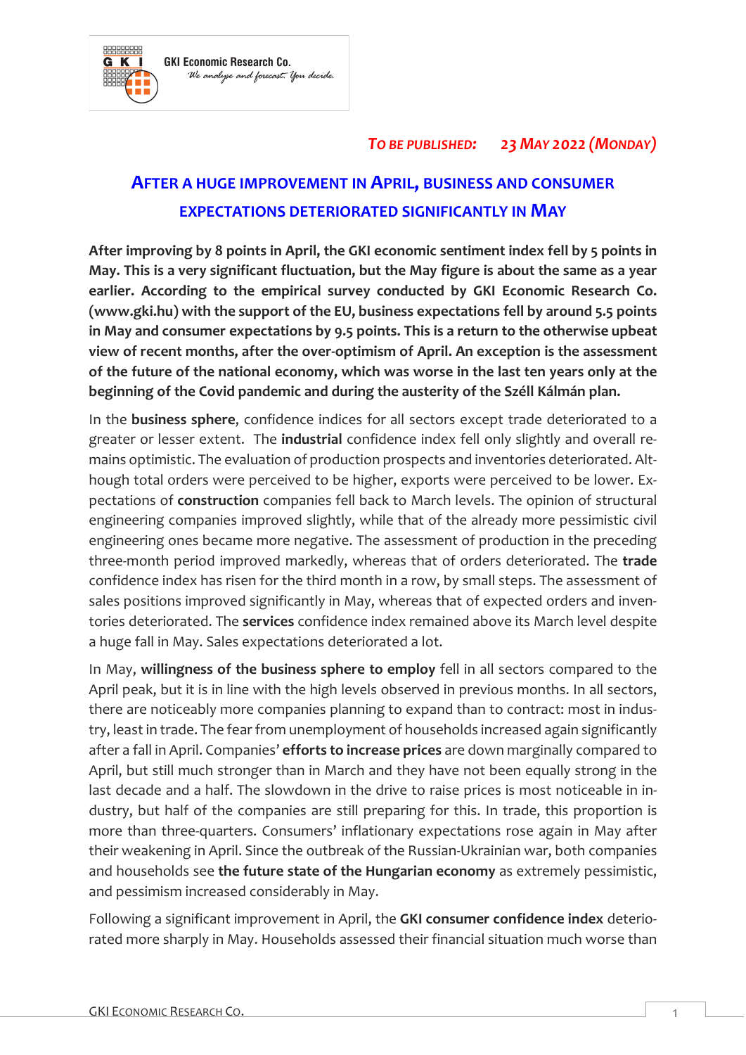GKI Economic Research Co.
*We analyse and forecast. You decide.*

***TO BE PUBLISHED: 23 MAY 2022 (MONDAY)***

# AFTER A HUGE IMPROVEMENT IN APRIL, BUSINESS AND CONSUMER EXPECTATIONS DETERIORATED SIGNIFICANTLY IN MAY

**After improving by 8 points in April, the GKI economic sentiment index fell by 5 points in May. This is a very significant fluctuation, but the May figure is about the same as a year earlier. According to the empirical survey conducted by GKI Economic Research Co. (www.gki.hu) with the support of the EU, business expectations fell by around 5.5 points in May and consumer expectations by 9.5 points. This is a return to the otherwise upbeat view of recent months, after the over-optimism of April. An exception is the assessment of the future of the national economy, which was worse in the last ten years only at the beginning of the Covid pandemic and during the austerity of the Széll Kálmán plan.**

In the **business sphere**, confidence indices for all sectors except trade deteriorated to a greater or lesser extent. The **industrial** confidence index fell only slightly and overall remains optimistic. The evaluation of production prospects and inventories deteriorated. Although total orders were perceived to be higher, exports were perceived to be lower. Expectations of **construction** companies fell back to March levels. The opinion of structural engineering companies improved slightly, while that of the already more pessimistic civil engineering ones became more negative. The assessment of production in the preceding three-month period improved markedly, whereas that of orders deteriorated. The **trade** confidence index has risen for the third month in a row, by small steps. The assessment of sales positions improved significantly in May, whereas that of expected orders and inventories deteriorated. The **services** confidence index remained above its March level despite a huge fall in May. Sales expectations deteriorated a lot.

In May, **willingness of the business sphere to employ** fell in all sectors compared to the April peak, but it is in line with the high levels observed in previous months. In all sectors, there are noticeably more companies planning to expand than to contract: most in industry, least in trade. The fear from unemployment of households increased again significantly after a fall in April. Companies' **efforts to increase prices** are down marginally compared to April, but still much stronger than in March and they have not been equally strong in the last decade and a half. The slowdown in the drive to raise prices is most noticeable in industry, but half of the companies are still preparing for this. In trade, this proportion is more than three-quarters. Consumers' inflationary expectations rose again in May after their weakening in April. Since the outbreak of the Russian-Ukrainian war, both companies and households see **the future state of the Hungarian economy** as extremely pessimistic, and pessimism increased considerably in May.

Following a significant improvement in April, the **GKI consumer confidence index** deteriorated more sharply in May. Households assessed their financial situation much worse than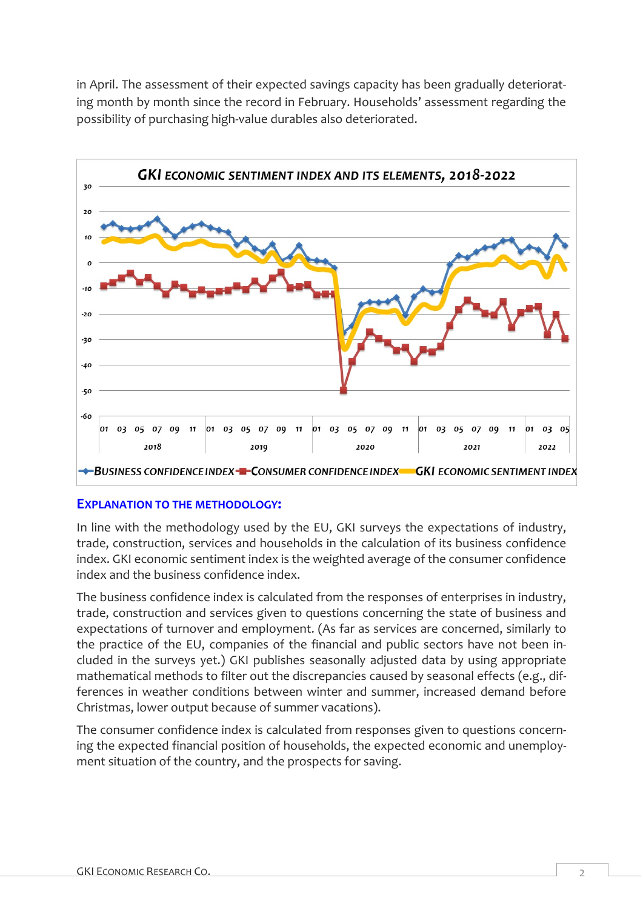in April. The assessment of their expected savings capacity has been gradually deteriorating month by month since the record in February. Households' assessment regarding the possibility of purchasing high-value durables also deteriorated.

**GKI ECONOMIC SENTIMENT INDEX AND ITS ELEMENTS, 2018-2022**

## EXPLANATION TO THE METHODOLOGY:

In line with the methodology used by the EU, GKI surveys the expectations of industry, trade, construction, services and households in the calculation of its business confidence index. GKI economic sentiment index is the weighted average of the consumer confidence index and the business confidence index.

The business confidence index is calculated from the responses of enterprises in industry, trade, construction and services given to questions concerning the state of business and expectations of turnover and employment. (As far as services are concerned, similarly to the practice of the EU, companies of the financial and public sectors have not been included in the surveys yet.) GKI publishes seasonally adjusted data by using appropriate mathematical methods to filter out the discrepancies caused by seasonal effects (e.g., differences in weather conditions between winter and summer, increased demand before Christmas, lower output because of summer vacations).

The consumer confidence index is calculated from responses given to questions concerning the expected financial position of households, the expected economic and unemployment situation of the country, and the prospects for saving.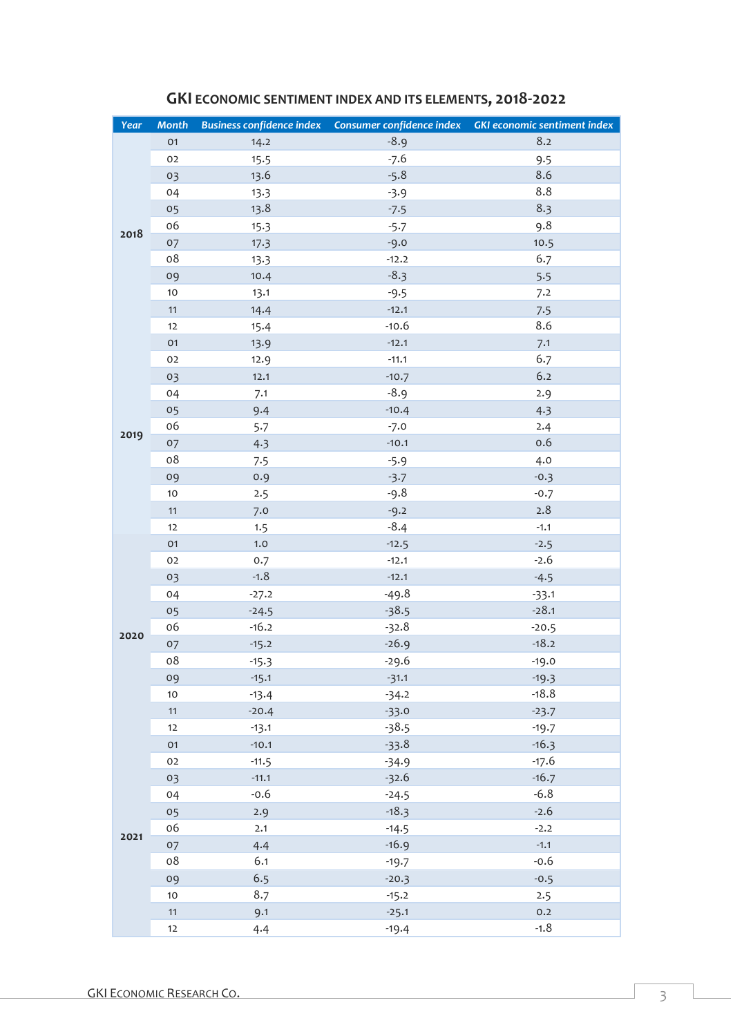## GKI ECONOMIC SENTIMENT INDEX AND ITS ELEMENTS, 2018-2022

| Year | Month | Business confidence index | Consumer confidence index | GKI economic sentiment index |
|---|---|---|---|---|
| 2018 | 01 | 14.2 | -8.9 | 8.2 |
| | 02 | 15.5 | -7.6 | 9.5 |
| | 03 | 13.6 | -5.8 | 8.6 |
| | 04 | 13.3 | -3.9 | 8.8 |
| | 05 | 13.8 | -7.5 | 8.3 |
| | 06 | 15.3 | -5.7 | 9.8 |
| | 07 | 17.3 | -9.0 | 10.5 |
| | 08 | 13.3 | -12.2 | 6.7 |
| | 09 | 10.4 | -8.3 | 5.5 |
| | 10 | 13.1 | -9.5 | 7.2 |
| | 11 | 14.4 | -12.1 | 7.5 |
| | 12 | 15.4 | -10.6 | 8.6 |
| 2019 | 01 | 13.9 | -12.1 | 7.1 |
| | 02 | 12.9 | -11.1 | 6.7 |
| | 03 | 12.1 | -10.7 | 6.2 |
| | 04 | 7.1 | -8.9 | 2.9 |
| | 05 | 9.4 | -10.4 | 4.3 |
| | 06 | 5.7 | -7.0 | 2.4 |
| | 07 | 4.3 | -10.1 | 0.6 |
| | 08 | 7.5 | -5.9 | 4.0 |
| | 09 | 0.9 | -3.7 | -0.3 |
| | 10 | 2.5 | -9.8 | -0.7 |
| | 11 | 7.0 | -9.2 | 2.8 |
| | 12 | 1.5 | -8.4 | -1.1 |
| 2020 | 01 | 1.0 | -12.5 | -2.5 |
| | 02 | 0.7 | -12.1 | -2.6 |
| | 03 | -1.8 | -12.1 | -4.5 |
| | 04 | -27.2 | -49.8 | -33.1 |
| | 05 | -24.5 | -38.5 | -28.1 |
| | 06 | -16.2 | -32.8 | -20.5 |
| | 07 | -15.2 | -26.9 | -18.2 |
| | 08 | -15.3 | -29.6 | -19.0 |
| | 09 | -15.1 | -31.1 | -19.3 |
| | 10 | -13.4 | -34.2 | -18.8 |
| | 11 | -20.4 | -33.0 | -23.7 |
| | 12 | -13.1 | -38.5 | -19.7 |
| 2021 | 01 | -10.1 | -33.8 | -16.3 |
| | 02 | -11.5 | -34.9 | -17.6 |
| | 03 | -11.1 | -32.6 | -16.7 |
| | 04 | -0.6 | -24.5 | -6.8 |
| | 05 | 2.9 | -18.3 | -2.6 |
| | 06 | 2.1 | -14.5 | -2.2 |
| | 07 | 4.4 | -16.9 | -1.1 |
| | 08 | 6.1 | -19.7 | -0.6 |
| | 09 | 6.5 | -20.3 | -0.5 |
| | 10 | 8.7 | -15.2 | 2.5 |
| | 11 | 9.1 | -25.1 | 0.2 |
| | 12 | 4.4 | -19.4 | -1.8 |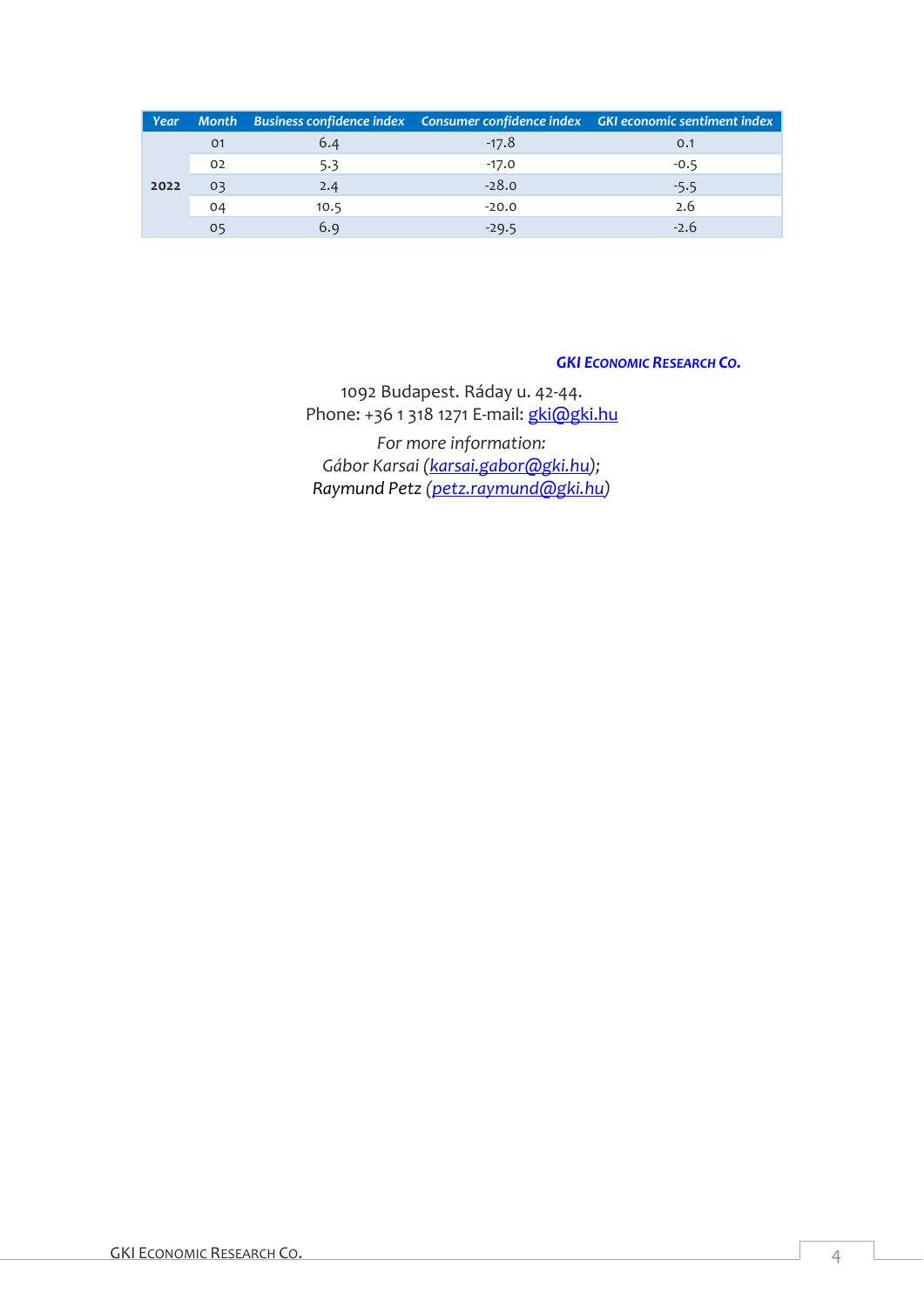| Year | Month | Business confidence index | Consumer confidence index | GKI economic sentiment index |
|---|---|---|---|---|
| 2022 | 01 | 6.4 | -17.8 | 0.1 |
| | 02 | 5.3 | -17.0 | -0.5 |
| | 03 | 2.4 | -28.0 | -5.5 |
| | 04 | 10.5 | -20.0 | 2.6 |
| | 05 | 6.9 | -29.5 | -2.6 |

**GKI ECONOMIC RESEARCH CO.**

1092 Budapest. Ráday u. 42-44.
Phone: +36 1 318 1271 E-mail: gki@gki.hu

*For more information:*
*Gábor Karsai (karsai.gabor@gki.hu);*
*Raymund Petz (petz.raymund@gki.hu)*